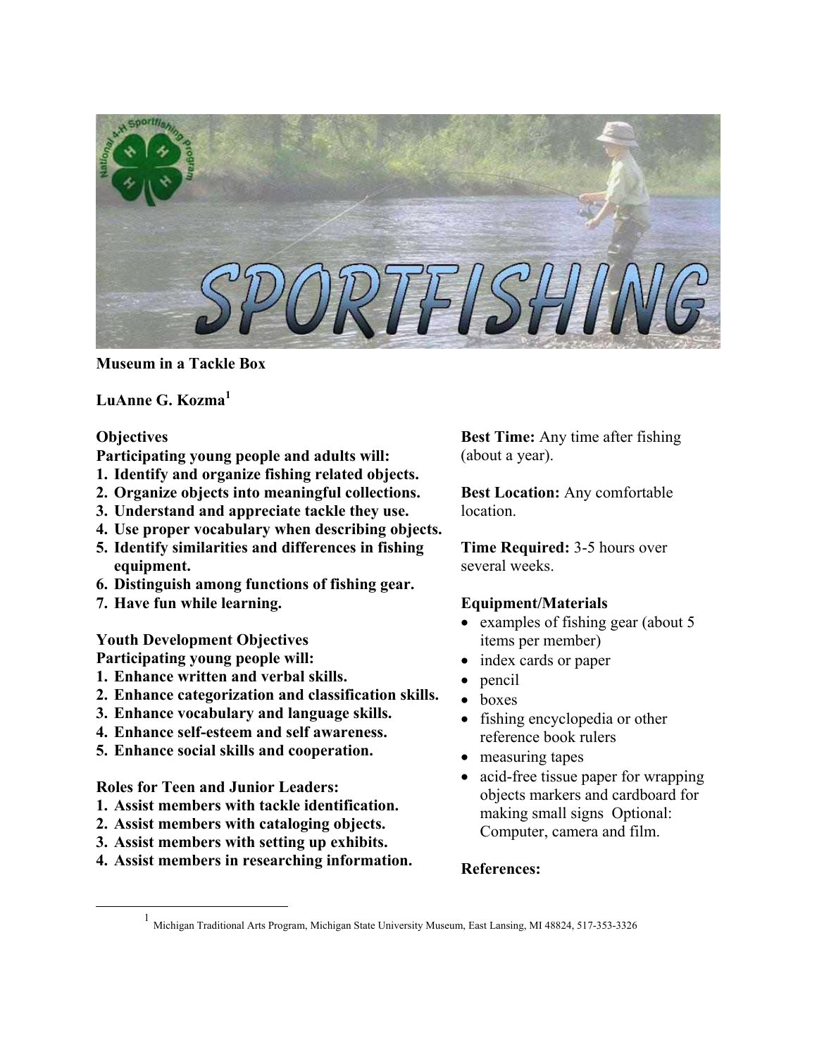# Museum in a Tackle Box

**LuAnne G. Kozma[1]**

**Objectives**

**Participating young people and adults will:**

1. **Identify and organize fishing related objects.**
2. **Organize objects into meaningful collections.**
3. **Understand and appreciate tackle they use.**
4. **Use proper vocabulary when describing objects.**
5. **Identify similarities and differences in fishing equipment.**
6. **Distinguish among functions of fishing gear.**
7. **Have fun while learning.**

**Youth Development Objectives**

**Participating young people will:**

1. **Enhance written and verbal skills.**
2. **Enhance categorization and classification skills.**
3. **Enhance vocabulary and language skills.**
4. **Enhance self-esteem and self awareness.**
5. **Enhance social skills and cooperation.**

**Roles for Teen and Junior Leaders:**

1. **Assist members with tackle identification.**
2. **Assist members with cataloging objects.**
3. **Assist members with setting up exhibits.**
4. **Assist members in researching information.**

**Best Time:** Any time after fishing (about a year).

**Best Location:** Any comfortable location.

**Time Required:** 3-5 hours over several weeks.

**Equipment/Materials**

- examples of fishing gear (about 5 items per member)
- index cards or paper
- pencil
- boxes
- fishing encyclopedia or other reference book rulers
- measuring tapes
- acid-free tissue paper for wrapping objects markers and cardboard for making small signs Optional: Computer, camera and film.

**References:**

[1] Michigan Traditional Arts Program, Michigan State University Museum, East Lansing, MI 48824, 517-353-3326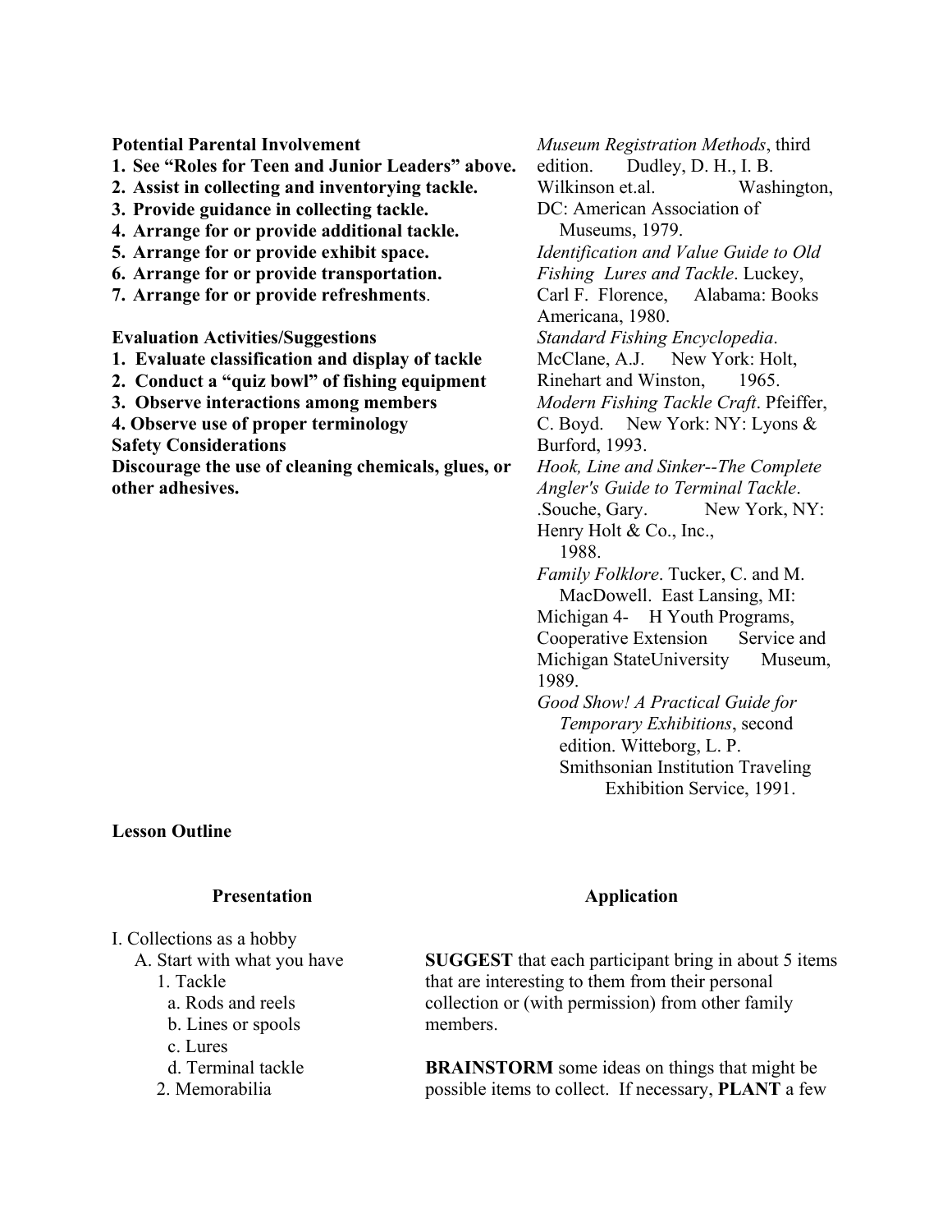**Potential Parental Involvement**

1. **See "Roles for Teen and Junior Leaders" above.**
2. **Assist in collecting and inventorying tackle.**
3. **Provide guidance in collecting tackle.**
4. **Arrange for or provide additional tackle.**
5. **Arrange for or provide exhibit space.**
6. **Arrange for or provide transportation.**
7. **Arrange for or provide refreshments**.

**Evaluation Activities/Suggestions**

1. **Evaluate classification and display of tackle**
2. **Conduct a "quiz bowl" of fishing equipment**
3. **Observe interactions among members**
4. **Observe use of proper terminology**

**Safety Considerations**

**Discourage the use of cleaning chemicals, glues, or other adhesives.**

*Museum Registration Methods*, third edition. Dudley, D. H., I. B. Wilkinson et.al. Washington, DC: American Association of Museums, 1979.

*Identification and Value Guide to Old Fishing Lures and Tackle*. Luckey, Carl F. Florence, Alabama: Books Americana, 1980.

*Standard Fishing Encyclopedia*. McClane, A.J. New York: Holt, Rinehart and Winston, 1965.

*Modern Fishing Tackle Craft*. Pfeiffer, C. Boyd. New York: NY: Lyons & Burford, 1993.

*Hook, Line and Sinker--The Complete Angler's Guide to Terminal Tackle*. .Souche, Gary. New York, NY: Henry Holt & Co., Inc., 1988.

*Family Folklore*. Tucker, C. and M. MacDowell. East Lansing, MI: Michigan 4- H Youth Programs, Cooperative Extension Service and Michigan StateUniversity Museum, 1989.

*Good Show! A Practical Guide for Temporary Exhibitions*, second edition. Witteborg, L. P. Smithsonian Institution Traveling Exhibition Service, 1991.

**Lesson Outline**

| **Presentation** | **Application** |
| --- | --- |
| I. Collections as a hobby<br>A. Start with what you have<br>1. Tackle<br>a. Rods and reels<br>b. Lines or spools<br>c. Lures<br>d. Terminal tackle<br>2. Memorabilia | **SUGGEST** that each participant bring in about 5 items that are interesting to them from their personal collection or (with permission) from other family members.<br><br>**BRAINSTORM** some ideas on things that might be possible items to collect. If necessary, **PLANT** a few |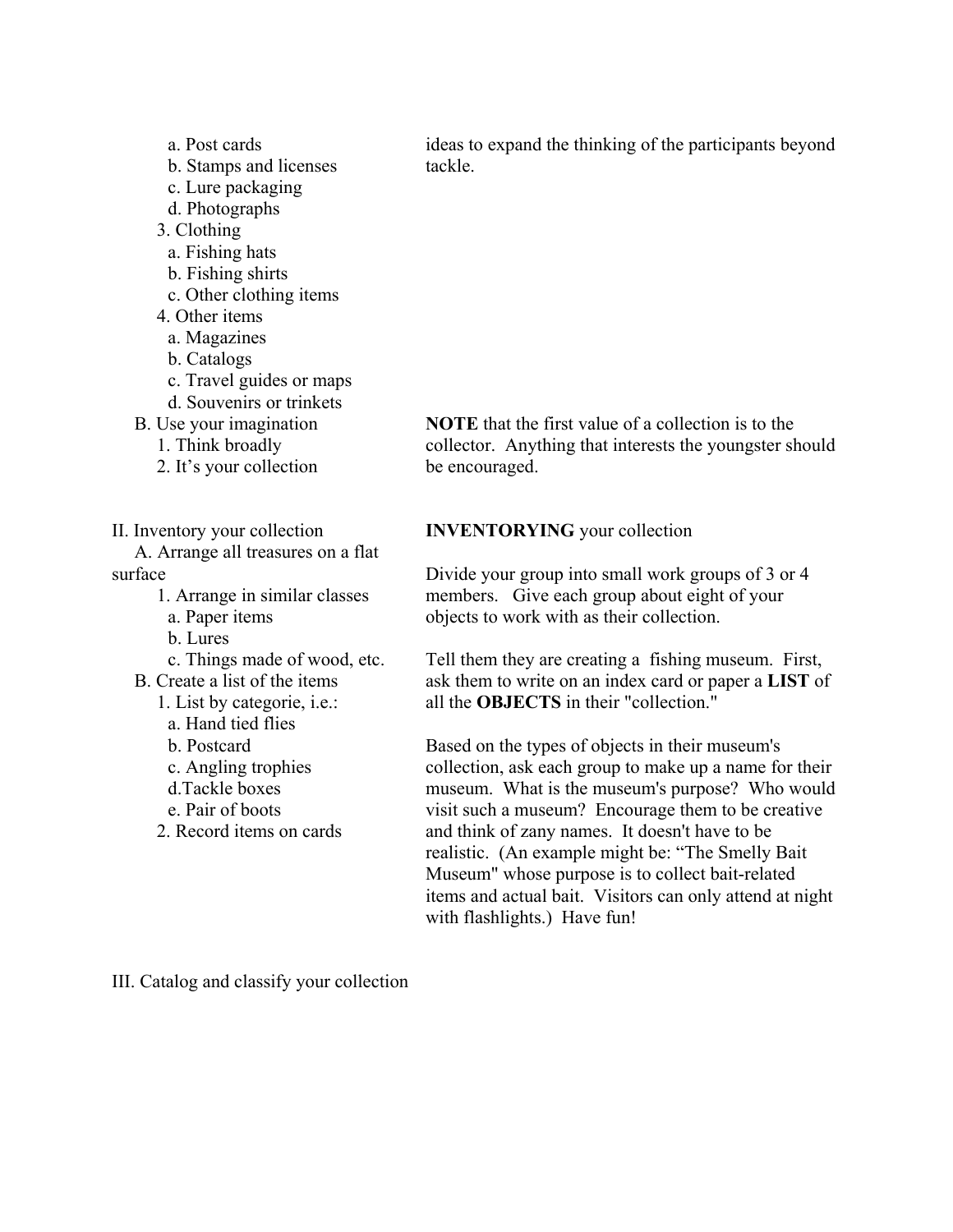a. Post cards
b. Stamps and licenses
c. Lure packaging
d. Photographs

3. Clothing
   a. Fishing hats
   b. Fishing shirts
   c. Other clothing items
4. Other items
   a. Magazines
   b. Catalogs
   c. Travel guides or maps
   d. Souvenirs or trinkets

ideas to expand the thinking of the participants beyond tackle.

B. Use your imagination
   1. Think broadly
   2. It's your collection

**NOTE** that the first value of a collection is to the collector. Anything that interests the youngster should be encouraged.

II. Inventory your collection
   A. Arrange all treasures on a flat surface
      1. Arrange in similar classes
         a. Paper items
         b. Lures
         c. Things made of wood, etc.
   B. Create a list of the items
      1. List by categorie, i.e.:
         a. Hand tied flies
         b. Postcard
         c. Angling trophies
         d.Tackle boxes
         e. Pair of boots
      2. Record items on cards

**INVENTORYING** your collection

Divide your group into small work groups of 3 or 4 members. Give each group about eight of your objects to work with as their collection.

Tell them they are creating a fishing museum. First, ask them to write on an index card or paper a **LIST** of all the **OBJECTS** in their "collection."

Based on the types of objects in their museum's collection, ask each group to make up a name for their museum. What is the museum's purpose? Who would visit such a museum? Encourage them to be creative and think of zany names. It doesn't have to be realistic. (An example might be: "The Smelly Bait Museum" whose purpose is to collect bait-related items and actual bait. Visitors can only attend at night with flashlights.) Have fun!

III. Catalog and classify your collection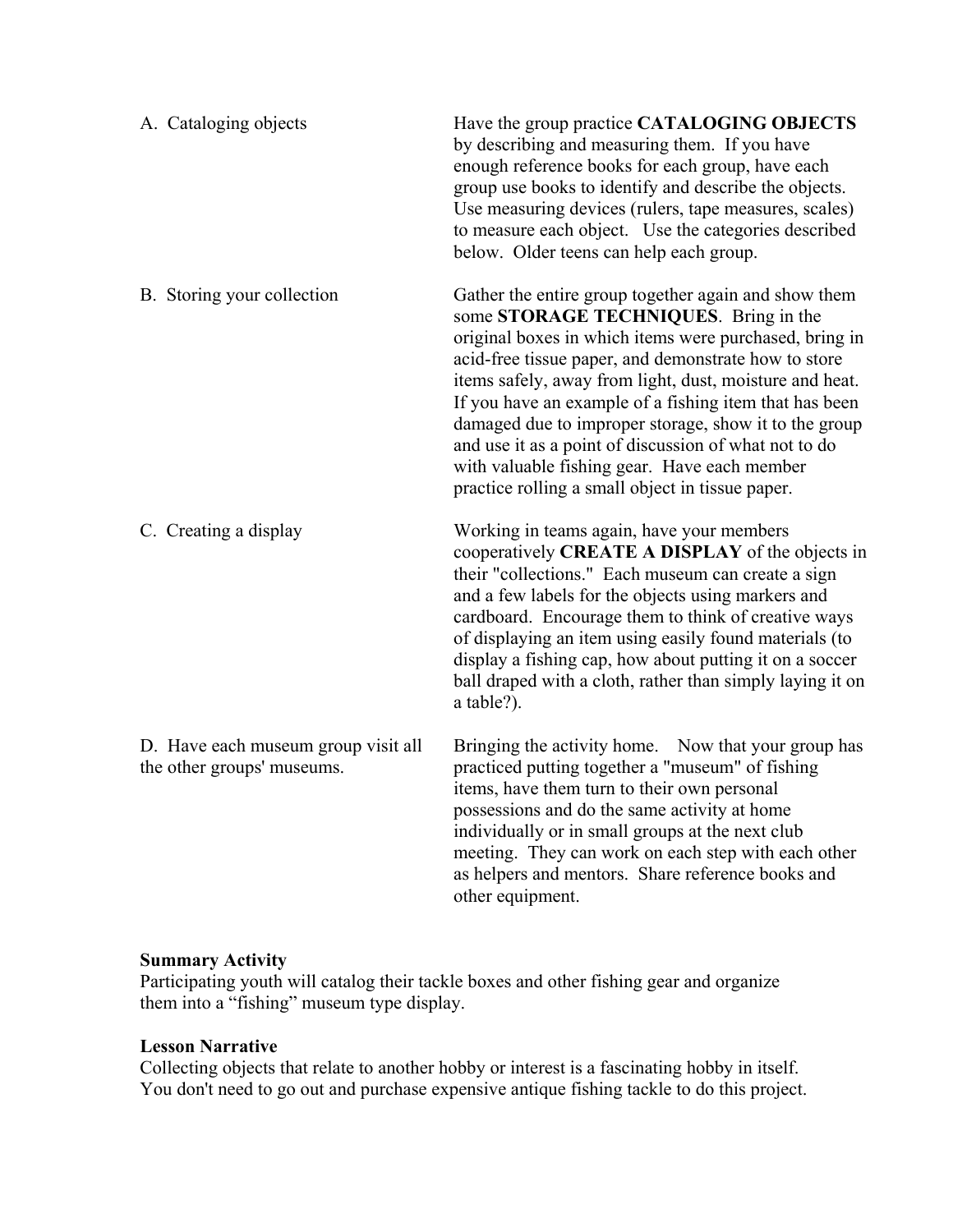| | |
|---|---|
| A. Cataloging objects | Have the group practice **CATALOGING OBJECTS** by describing and measuring them. If you have enough reference books for each group, have each group use books to identify and describe the objects. Use measuring devices (rulers, tape measures, scales) to measure each object. Use the categories described below. Older teens can help each group. |
| B. Storing your collection | Gather the entire group together again and show them some **STORAGE TECHNIQUES**. Bring in the original boxes in which items were purchased, bring in acid-free tissue paper, and demonstrate how to store items safely, away from light, dust, moisture and heat. If you have an example of a fishing item that has been damaged due to improper storage, show it to the group and use it as a point of discussion of what not to do with valuable fishing gear. Have each member practice rolling a small object in tissue paper. |
| C. Creating a display | Working in teams again, have your members cooperatively **CREATE A DISPLAY** of the objects in their "collections." Each museum can create a sign and a few labels for the objects using markers and cardboard. Encourage them to think of creative ways of displaying an item using easily found materials (to display a fishing cap, how about putting it on a soccer ball draped with a cloth, rather than simply laying it on a table?). |
| D. Have each museum group visit all the other groups' museums. | Bringing the activity home. Now that your group has practiced putting together a "museum" of fishing items, have them turn to their own personal possessions and do the same activity at home individually or in small groups at the next club meeting. They can work on each step with each other as helpers and mentors. Share reference books and other equipment. |

**Summary Activity**
Participating youth will catalog their tackle boxes and other fishing gear and organize them into a "fishing" museum type display.

**Lesson Narrative**
Collecting objects that relate to another hobby or interest is a fascinating hobby in itself. You don't need to go out and purchase expensive antique fishing tackle to do this project.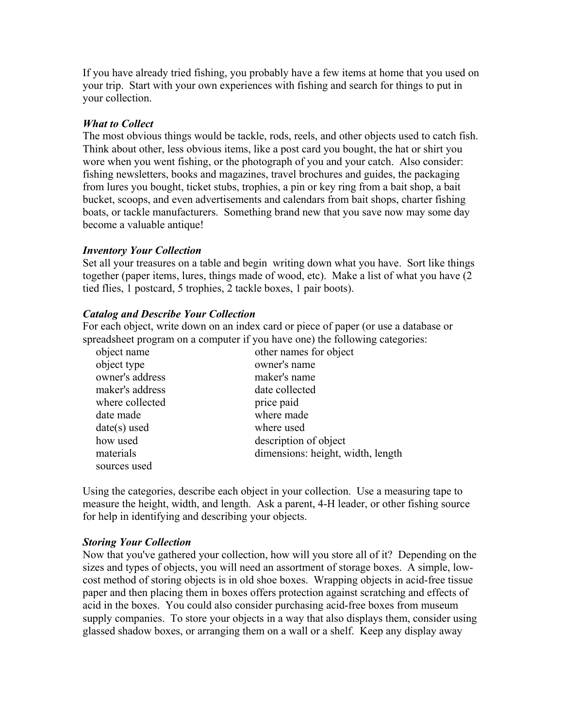If you have already tried fishing, you probably have a few items at home that you used on your trip. Start with your own experiences with fishing and search for things to put in your collection.

### *What to Collect*

The most obvious things would be tackle, rods, reels, and other objects used to catch fish. Think about other, less obvious items, like a post card you bought, the hat or shirt you wore when you went fishing, or the photograph of you and your catch. Also consider: fishing newsletters, books and magazines, travel brochures and guides, the packaging from lures you bought, ticket stubs, trophies, a pin or key ring from a bait shop, a bait bucket, scoops, and even advertisements and calendars from bait shops, charter fishing boats, or tackle manufacturers. Something brand new that you save now may some day become a valuable antique!

### *Inventory Your Collection*

Set all your treasures on a table and begin writing down what you have. Sort like things together (paper items, lures, things made of wood, etc). Make a list of what you have (2 tied flies, 1 postcard, 5 trophies, 2 tackle boxes, 1 pair boots).

### *Catalog and Describe Your Collection*

For each object, write down on an index card or piece of paper (or use a database or spreadsheet program on a computer if you have one) the following categories:

- object name
- other names for object
- object type
- owner's name
- owner's address
- maker's name
- maker's address
- date collected
- where collected
- price paid
- date made
- where made
- date(s) used
- where used
- how used
- description of object
- materials
- dimensions: height, width, length
- sources used

Using the categories, describe each object in your collection. Use a measuring tape to measure the height, width, and length. Ask a parent, 4-H leader, or other fishing source for help in identifying and describing your objects.

### *Storing Your Collection*

Now that you've gathered your collection, how will you store all of it? Depending on the sizes and types of objects, you will need an assortment of storage boxes. A simple, low-cost method of storing objects is in old shoe boxes. Wrapping objects in acid-free tissue paper and then placing them in boxes offers protection against scratching and effects of acid in the boxes. You could also consider purchasing acid-free boxes from museum supply companies. To store your objects in a way that also displays them, consider using glassed shadow boxes, or arranging them on a wall or a shelf. Keep any display away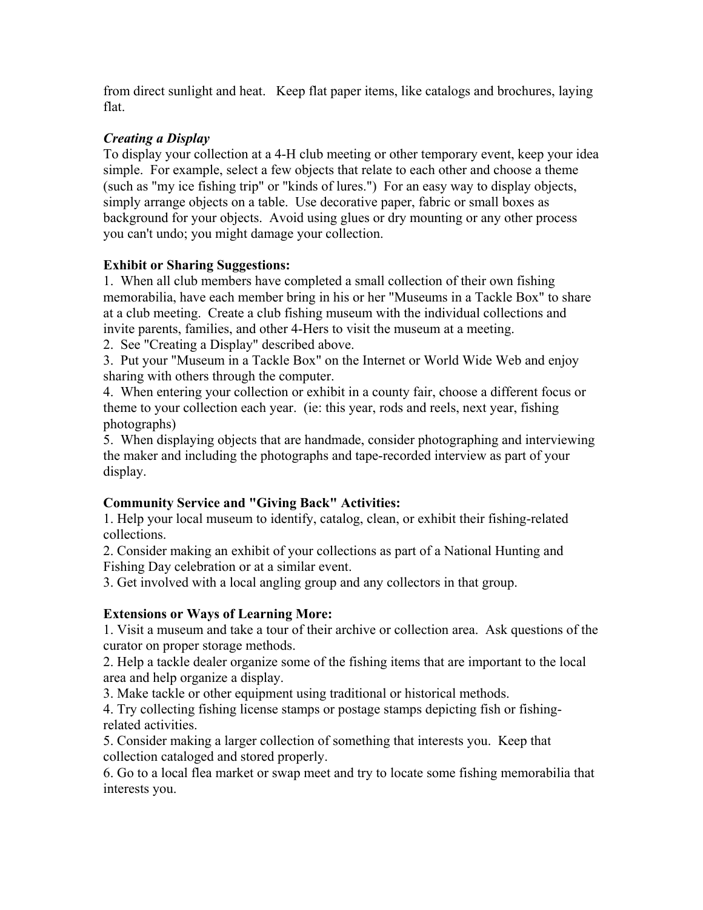from direct sunlight and heat. Keep flat paper items, like catalogs and brochures, laying flat.

***Creating a Display***

To display your collection at a 4-H club meeting or other temporary event, keep your idea simple. For example, select a few objects that relate to each other and choose a theme (such as "my ice fishing trip" or "kinds of lures.") For an easy way to display objects, simply arrange objects on a table. Use decorative paper, fabric or small boxes as background for your objects. Avoid using glues or dry mounting or any other process you can't undo; you might damage your collection.

**Exhibit or Sharing Suggestions:**

1. When all club members have completed a small collection of their own fishing memorabilia, have each member bring in his or her "Museums in a Tackle Box" to share at a club meeting. Create a club fishing museum with the individual collections and invite parents, families, and other 4-Hers to visit the museum at a meeting.
2. See "Creating a Display" described above.
3. Put your "Museum in a Tackle Box" on the Internet or World Wide Web and enjoy sharing with others through the computer.
4. When entering your collection or exhibit in a county fair, choose a different focus or theme to your collection each year. (ie: this year, rods and reels, next year, fishing photographs)
5. When displaying objects that are handmade, consider photographing and interviewing the maker and including the photographs and tape-recorded interview as part of your display.

**Community Service and "Giving Back" Activities:**

1. Help your local museum to identify, catalog, clean, or exhibit their fishing-related collections.
2. Consider making an exhibit of your collections as part of a National Hunting and Fishing Day celebration or at a similar event.
3. Get involved with a local angling group and any collectors in that group.

**Extensions or Ways of Learning More:**

1. Visit a museum and take a tour of their archive or collection area. Ask questions of the curator on proper storage methods.
2. Help a tackle dealer organize some of the fishing items that are important to the local area and help organize a display.
3. Make tackle or other equipment using traditional or historical methods.
4. Try collecting fishing license stamps or postage stamps depicting fish or fishing-related activities.
5. Consider making a larger collection of something that interests you. Keep that collection cataloged and stored properly.
6. Go to a local flea market or swap meet and try to locate some fishing memorabilia that interests you.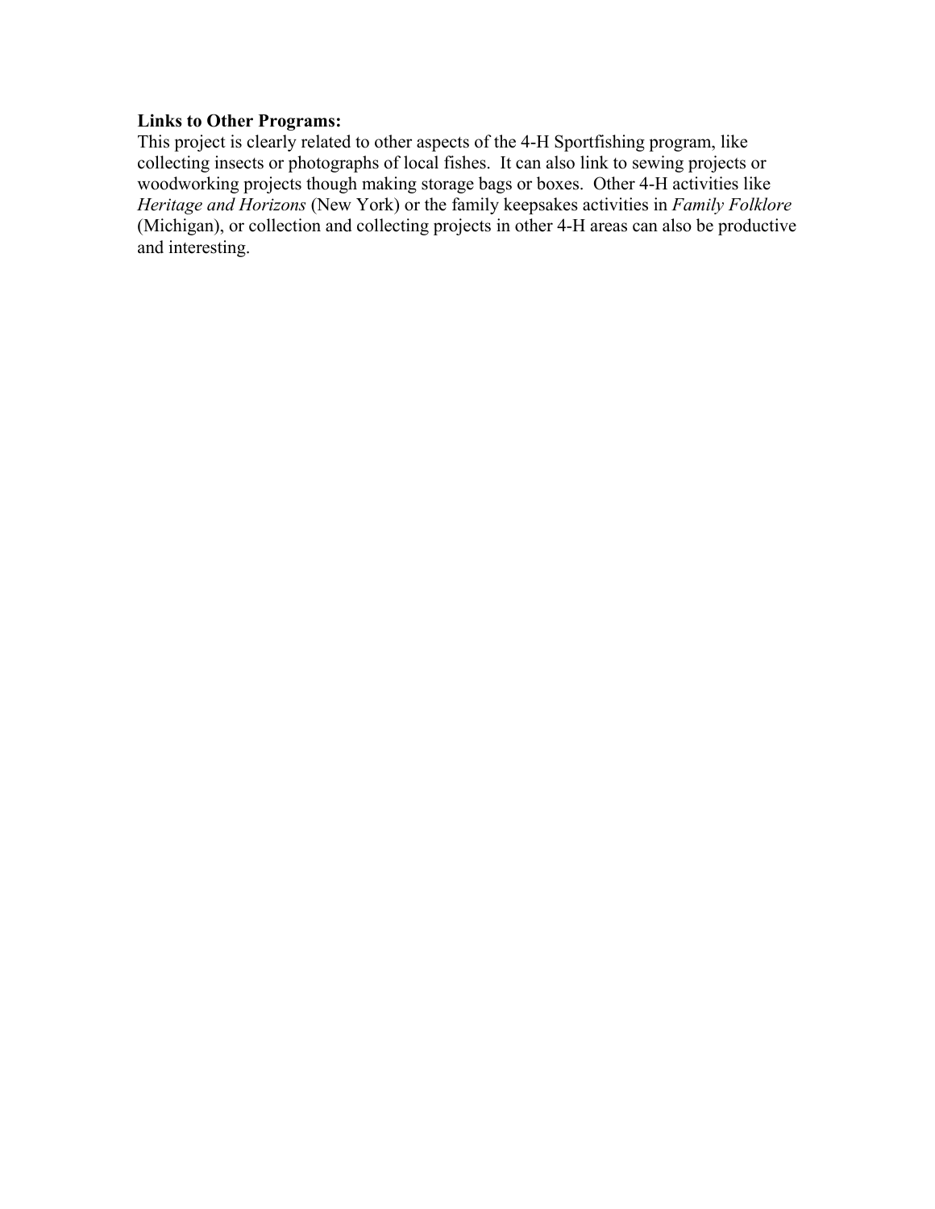**Links to Other Programs:**

This project is clearly related to other aspects of the 4-H Sportfishing program, like collecting insects or photographs of local fishes. It can also link to sewing projects or woodworking projects though making storage bags or boxes. Other 4-H activities like *Heritage and Horizons* (New York) or the family keepsakes activities in *Family Folklore* (Michigan), or collection and collecting projects in other 4-H areas can also be productive and interesting.